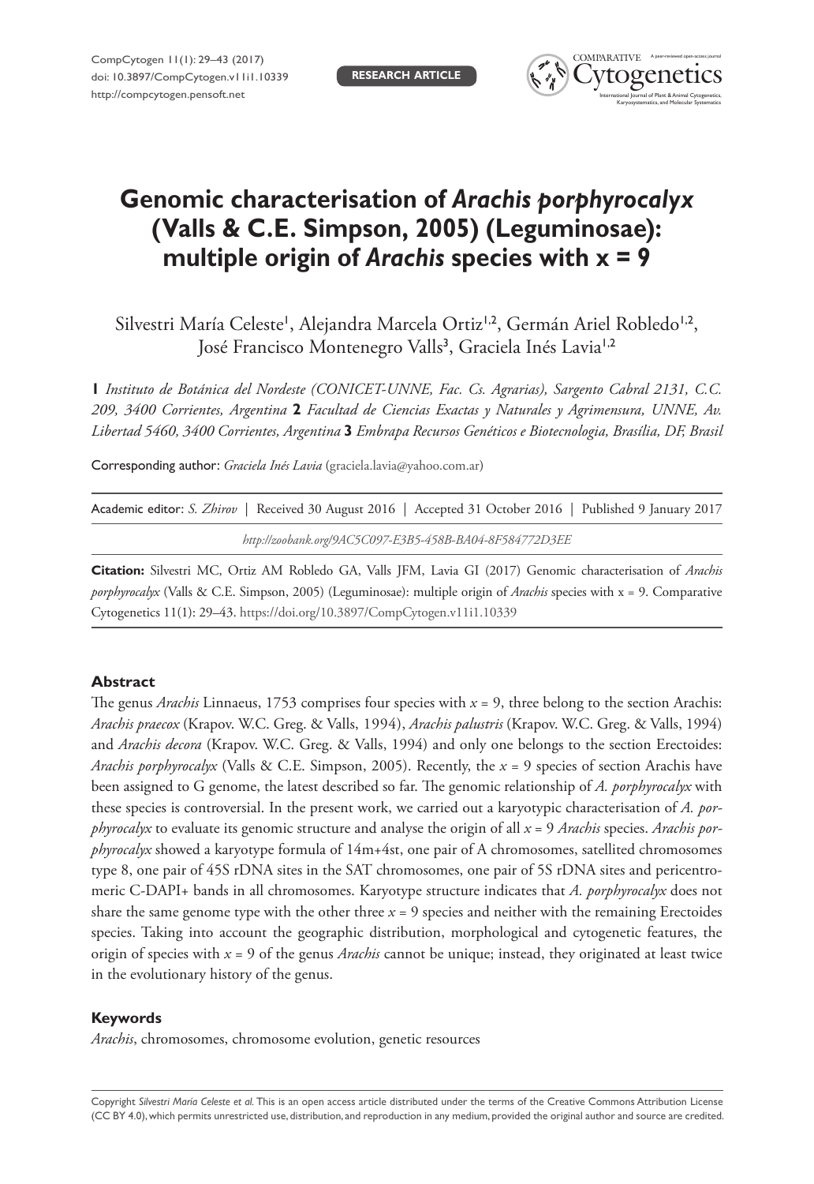RESEARCH ARTICLE

# Genomic characterisation of *Arachis porphyrocalyx* (Valls & C.E. Simpson, 2005) (Leguminosae): multiple origin of *Arachis* species with x = 9

Silvestri María Celeste[1], Alejandra Marcela Ortiz[1,2], Germán Ariel Robledo[1,2], José Francisco Montenegro Valls[3], Graciela Inés Lavia[1,2]

**1** *Instituto de Botánica del Nordeste (CONICET-UNNE, Fac. Cs. Agrarias), Sargento Cabral 2131, C.C. 209, 3400 Corrientes, Argentina* **2** *Facultad de Ciencias Exactas y Naturales y Agrimensura, UNNE, Av. Libertad 5460, 3400 Corrientes, Argentina* **3** *Embrapa Recursos Genéticos e Biotecnologia, Brasília, DF, Brasil*

Corresponding author: *Graciela Inés Lavia* (graciela.lavia@yahoo.com.ar)

Academic editor: *S. Zhirov* | Received 30 August 2016 | Accepted 31 October 2016 | Published 9 January 2017

*http://zoobank.org/9AC5C097-E3B5-458B-BA04-8F584772D3EE*

**Citation:** Silvestri MC, Ortiz AM Robledo GA, Valls JFM, Lavia GI (2017) Genomic characterisation of *Arachis porphyrocalyx* (Valls & C.E. Simpson, 2005) (Leguminosae): multiple origin of *Arachis* species with x = 9. Comparative Cytogenetics 11(1): 29–43. https://doi.org/10.3897/CompCytogen.v11i1.10339

## Abstract

The genus *Arachis* Linnaeus, 1753 comprises four species with $x = 9$, three belong to the section Arachis: *Arachis praecox* (Krapov. W.C. Greg. & Valls, 1994), *Arachis palustris* (Krapov. W.C. Greg. & Valls, 1994) and *Arachis decora* (Krapov. W.C. Greg. & Valls, 1994) and only one belongs to the section Erectoides: *Arachis porphyrocalyx* (Valls & C.E. Simpson, 2005). Recently, the $x = 9$ species of section Arachis have been assigned to G genome, the latest described so far. The genomic relationship of *A. porphyrocalyx* with these species is controversial. In the present work, we carried out a karyotypic characterisation of *A. porphyrocalyx* to evaluate its genomic structure and analyse the origin of all $x = 9$ *Arachis* species. *Arachis porphyrocalyx* showed a karyotype formula of 14m+4st, one pair of A chromosomes, satellited chromosomes type 8, one pair of 45S rDNA sites in the SAT chromosomes, one pair of 5S rDNA sites and pericentromeric C-DAPI+ bands in all chromosomes. Karyotype structure indicates that *A. porphyrocalyx* does not share the same genome type with the other three $x = 9$ species and neither with the remaining Erectoides species. Taking into account the geographic distribution, morphological and cytogenetic features, the origin of species with $x = 9$ of the genus *Arachis* cannot be unique; instead, they originated at least twice in the evolutionary history of the genus.

### Keywords

*Arachis*, chromosomes, chromosome evolution, genetic resources

Copyright *Silvestri María Celeste et al.* This is an open access article distributed under the terms of the Creative Commons Attribution License (CC BY 4.0), which permits unrestricted use, distribution, and reproduction in any medium, provided the original author and source are credited.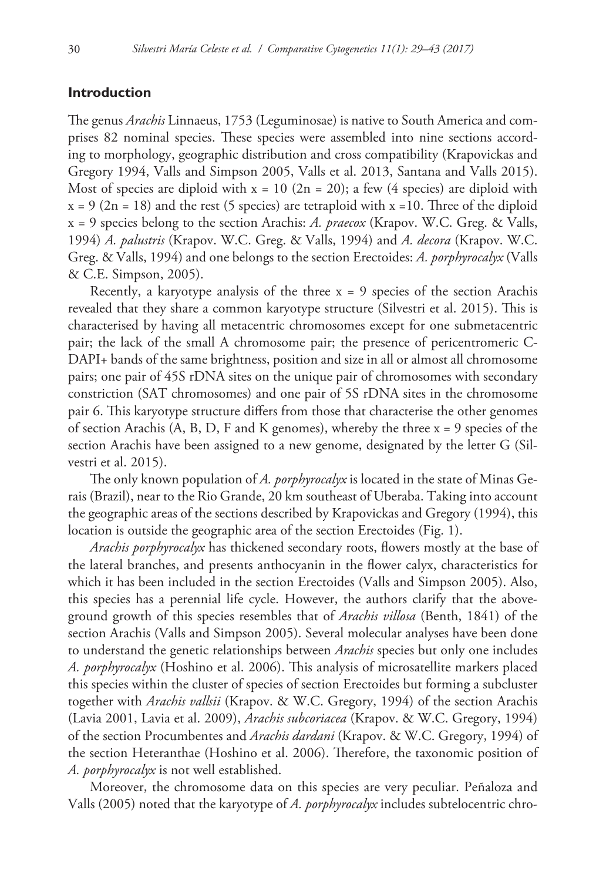## Introduction

The genus *Arachis* Linnaeus, 1753 (Leguminosae) is native to South America and comprises 82 nominal species. These species were assembled into nine sections according to morphology, geographic distribution and cross compatibility (Krapovickas and Gregory 1994, Valls and Simpson 2005, Valls et al. 2013, Santana and Valls 2015). Most of species are diploid with x = 10 (2n = 20); a few (4 species) are diploid with x = 9 (2n = 18) and the rest (5 species) are tetraploid with x =10. Three of the diploid x = 9 species belong to the section Arachis: *A. praecox* (Krapov. W.C. Greg. & Valls, 1994) *A. palustris* (Krapov. W.C. Greg. & Valls, 1994) and *A. decora* (Krapov. W.C. Greg. & Valls, 1994) and one belongs to the section Erectoides: *A. porphyrocalyx* (Valls & C.E. Simpson, 2005).

Recently, a karyotype analysis of the three x = 9 species of the section Arachis revealed that they share a common karyotype structure (Silvestri et al. 2015). This is characterised by having all metacentric chromosomes except for one submetacentric pair; the lack of the small A chromosome pair; the presence of pericentromeric C-DAPI+ bands of the same brightness, position and size in all or almost all chromosome pairs; one pair of 45S rDNA sites on the unique pair of chromosomes with secondary constriction (SAT chromosomes) and one pair of 5S rDNA sites in the chromosome pair 6. This karyotype structure differs from those that characterise the other genomes of section Arachis (A, B, D, F and K genomes), whereby the three x = 9 species of the section Arachis have been assigned to a new genome, designated by the letter G (Silvestri et al. 2015).

The only known population of *A. porphyrocalyx* is located in the state of Minas Gerais (Brazil), near to the Rio Grande, 20 km southeast of Uberaba. Taking into account the geographic areas of the sections described by Krapovickas and Gregory (1994), this location is outside the geographic area of the section Erectoides (Fig. 1).

*Arachis porphyrocalyx* has thickened secondary roots, flowers mostly at the base of the lateral branches, and presents anthocyanin in the flower calyx, characteristics for which it has been included in the section Erectoides (Valls and Simpson 2005). Also, this species has a perennial life cycle. However, the authors clarify that the aboveground growth of this species resembles that of *Arachis villosa* (Benth, 1841) of the section Arachis (Valls and Simpson 2005). Several molecular analyses have been done to understand the genetic relationships between *Arachis* species but only one includes *A. porphyrocalyx* (Hoshino et al. 2006). This analysis of microsatellite markers placed this species within the cluster of species of section Erectoides but forming a subcluster together with *Arachis vallsii* (Krapov. & W.C. Gregory, 1994) of the section Arachis (Lavia 2001, Lavia et al. 2009), *Arachis subcoriacea* (Krapov. & W.C. Gregory, 1994) of the section Procumbentes and *Arachis dardani* (Krapov. & W.C. Gregory, 1994) of the section Heteranthae (Hoshino et al. 2006). Therefore, the taxonomic position of *A. porphyrocalyx* is not well established.

Moreover, the chromosome data on this species are very peculiar. Peñaloza and Valls (2005) noted that the karyotype of *A. porphyrocalyx* includes subtelocentric chro-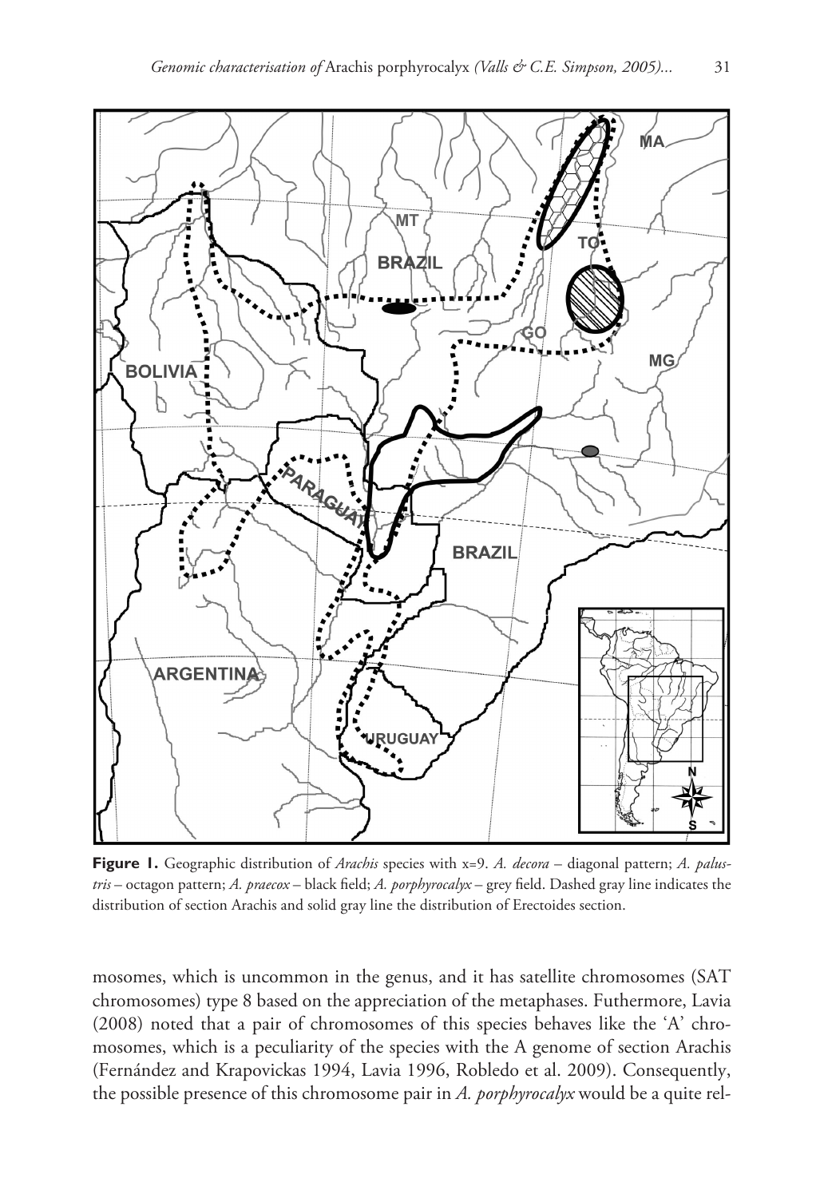**Figure 1.** Geographic distribution of *Arachis* species with x=9. *A. decora* – diagonal pattern; *A. palustris* – octagon pattern; *A. praecox* – black field; *A. porphyrocalyx* – grey field. Dashed gray line indicates the distribution of section Arachis and solid gray line the distribution of Erectoides section.

mosomes, which is uncommon in the genus, and it has satellite chromosomes (SAT chromosomes) type 8 based on the appreciation of the metaphases. Futhermore, Lavia (2008) noted that a pair of chromosomes of this species behaves like the 'A' chromosomes, which is a peculiarity of the species with the A genome of section Arachis (Fernández and Krapovickas 1994, Lavia 1996, Robledo et al. 2009). Consequently, the possible presence of this chromosome pair in *A. porphyrocalyx* would be a quite rel-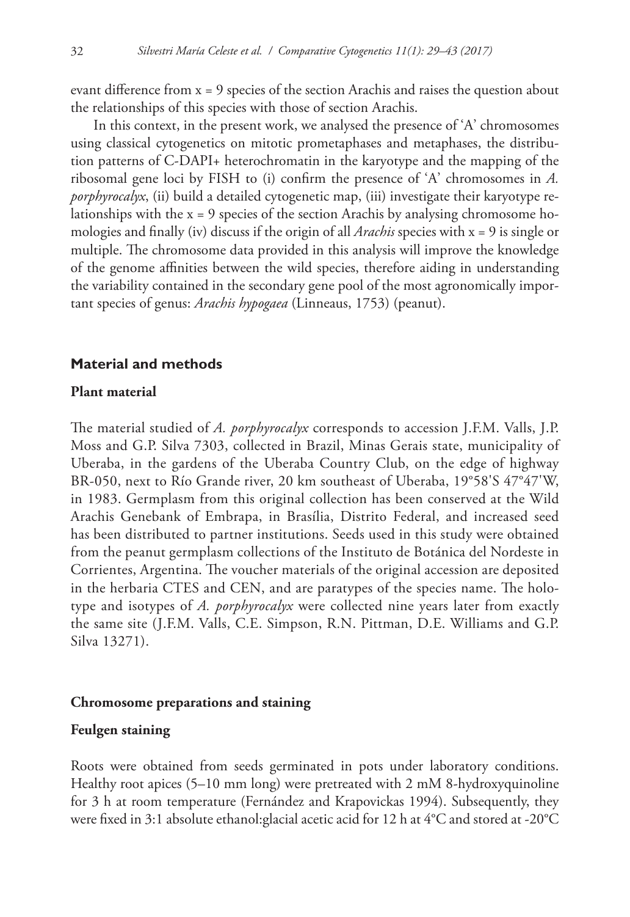evant difference from x = 9 species of the section Arachis and raises the question about the relationships of this species with those of section Arachis.

In this context, in the present work, we analysed the presence of 'A' chromosomes using classical cytogenetics on mitotic prometaphases and metaphases, the distribution patterns of C-DAPI+ heterochromatin in the karyotype and the mapping of the ribosomal gene loci by FISH to (i) confirm the presence of 'A' chromosomes in *A. porphyrocalyx*, (ii) build a detailed cytogenetic map, (iii) investigate their karyotype relationships with the x = 9 species of the section Arachis by analysing chromosome homologies and finally (iv) discuss if the origin of all *Arachis* species with x = 9 is single or multiple. The chromosome data provided in this analysis will improve the knowledge of the genome affinities between the wild species, therefore aiding in understanding the variability contained in the secondary gene pool of the most agronomically important species of genus: *Arachis hypogaea* (Linneaus, 1753) (peanut).

## Material and methods

### Plant material

The material studied of *A. porphyrocalyx* corresponds to accession J.F.M. Valls, J.P. Moss and G.P. Silva 7303, collected in Brazil, Minas Gerais state, municipality of Uberaba, in the gardens of the Uberaba Country Club, on the edge of highway BR-050, next to Río Grande river, 20 km southeast of Uberaba, 19°58'S 47°47'W, in 1983. Germplasm from this original collection has been conserved at the Wild Arachis Genebank of Embrapa, in Brasília, Distrito Federal, and increased seed has been distributed to partner institutions. Seeds used in this study were obtained from the peanut germplasm collections of the Instituto de Botánica del Nordeste in Corrientes, Argentina. The voucher materials of the original accession are deposited in the herbaria CTES and CEN, and are paratypes of the species name. The holotype and isotypes of *A. porphyrocalyx* were collected nine years later from exactly the same site (J.F.M. Valls, C.E. Simpson, R.N. Pittman, D.E. Williams and G.P. Silva 13271).

### Chromosome preparations and staining

### Feulgen staining

Roots were obtained from seeds germinated in pots under laboratory conditions. Healthy root apices (5–10 mm long) were pretreated with 2 mM 8-hydroxyquinoline for 3 h at room temperature (Fernández and Krapovickas 1994). Subsequently, they were fixed in 3:1 absolute ethanol:glacial acetic acid for 12 h at 4°C and stored at -20°C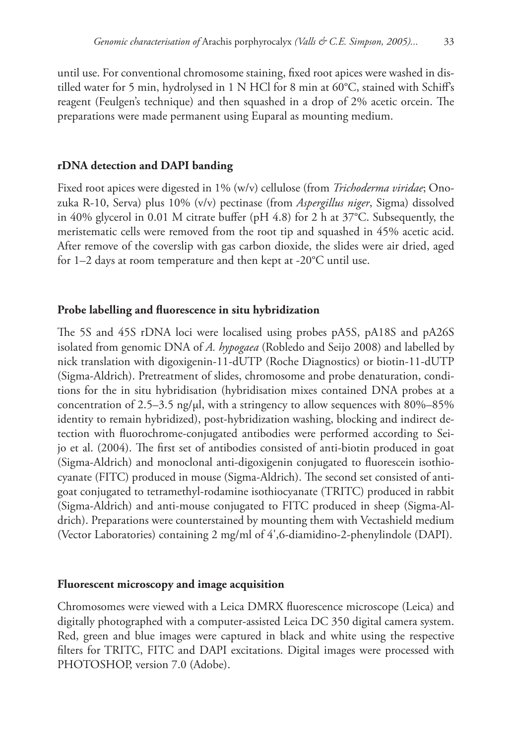until use. For conventional chromosome staining, fixed root apices were washed in distilled water for 5 min, hydrolysed in 1 N HCl for 8 min at 60°C, stained with Schiff's reagent (Feulgen's technique) and then squashed in a drop of 2% acetic orcein. The preparations were made permanent using Euparal as mounting medium.

### rDNA detection and DAPI banding

Fixed root apices were digested in 1% (w/v) cellulose (from *Trichoderma viridae*; Onozuka R-10, Serva) plus 10% (v/v) pectinase (from *Aspergillus niger*, Sigma) dissolved in 40% glycerol in 0.01 M citrate buffer (pH 4.8) for 2 h at 37°C. Subsequently, the meristematic cells were removed from the root tip and squashed in 45% acetic acid. After remove of the coverslip with gas carbon dioxide, the slides were air dried, aged for 1–2 days at room temperature and then kept at -20°C until use.

### Probe labelling and fluorescence in situ hybridization

The 5S and 45S rDNA loci were localised using probes pA5S, pA18S and pA26S isolated from genomic DNA of *A. hypogaea* (Robledo and Seijo 2008) and labelled by nick translation with digoxigenin-11-dUTP (Roche Diagnostics) or biotin-11-dUTP (Sigma-Aldrich). Pretreatment of slides, chromosome and probe denaturation, conditions for the in situ hybridisation (hybridisation mixes contained DNA probes at a concentration of 2.5–3.5 ng/μl, with a stringency to allow sequences with 80%–85% identity to remain hybridized), post-hybridization washing, blocking and indirect detection with fluorochrome-conjugated antibodies were performed according to Seijo et al. (2004). The first set of antibodies consisted of anti-biotin produced in goat (Sigma-Aldrich) and monoclonal anti-digoxigenin conjugated to fluorescein isothiocyanate (FITC) produced in mouse (Sigma-Aldrich). The second set consisted of anti-goat conjugated to tetramethyl-rodamine isothiocyanate (TRITC) produced in rabbit (Sigma-Aldrich) and anti-mouse conjugated to FITC produced in sheep (Sigma-Aldrich). Preparations were counterstained by mounting them with Vectashield medium (Vector Laboratories) containing 2 mg/ml of 4',6-diamidino-2-phenylindole (DAPI).

### Fluorescent microscopy and image acquisition

Chromosomes were viewed with a Leica DMRX fluorescence microscope (Leica) and digitally photographed with a computer-assisted Leica DC 350 digital camera system. Red, green and blue images were captured in black and white using the respective filters for TRITC, FITC and DAPI excitations. Digital images were processed with PHOTOSHOP, version 7.0 (Adobe).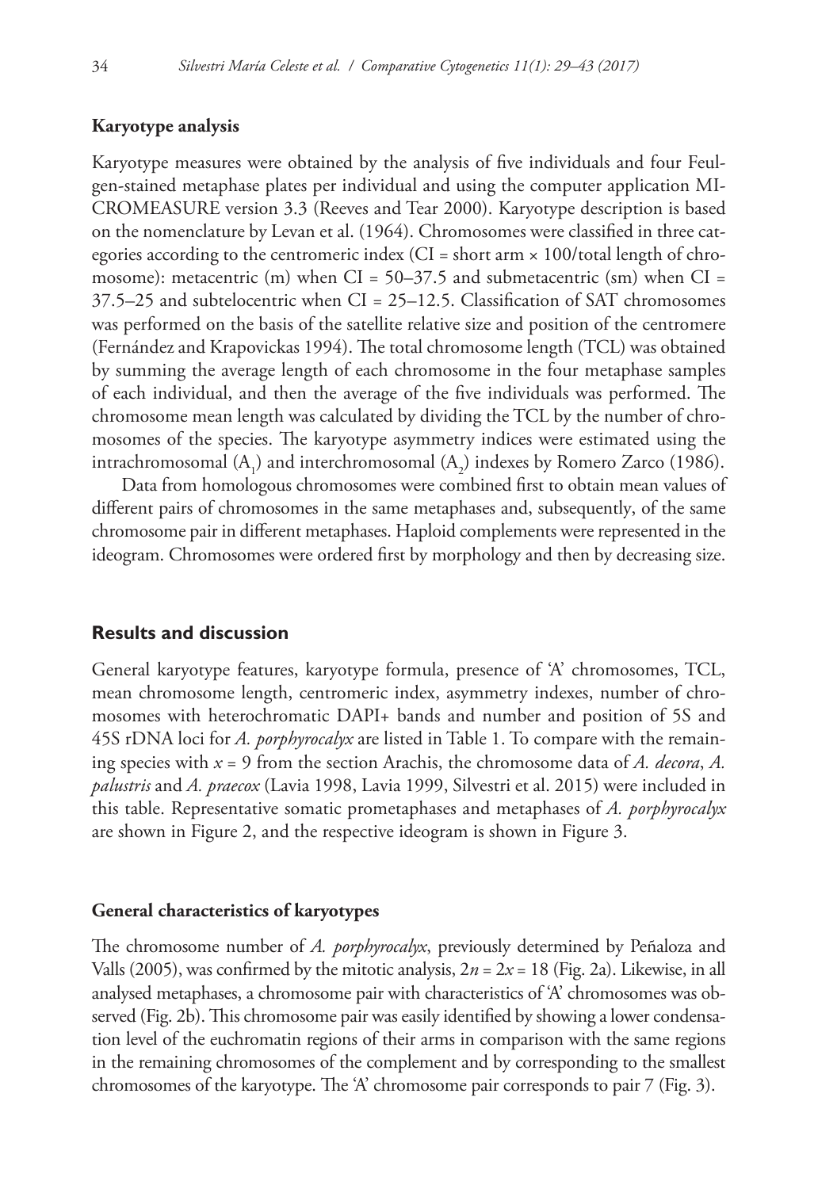### Karyotype analysis

Karyotype measures were obtained by the analysis of five individuals and four Feulgen-stained metaphase plates per individual and using the computer application MICROMEASURE version 3.3 (Reeves and Tear 2000). Karyotype description is based on the nomenclature by Levan et al. (1964). Chromosomes were classified in three categories according to the centromeric index (CI = short arm × 100/total length of chromosome): metacentric (m) when CI = 50–37.5 and submetacentric (sm) when CI = 37.5–25 and subtelocentric when CI = 25–12.5. Classification of SAT chromosomes was performed on the basis of the satellite relative size and position of the centromere (Fernández and Krapovickas 1994). The total chromosome length (TCL) was obtained by summing the average length of each chromosome in the four metaphase samples of each individual, and then the average of the five individuals was performed. The chromosome mean length was calculated by dividing the TCL by the number of chromosomes of the species. The karyotype asymmetry indices were estimated using the intrachromosomal ($A_1$) and interchromosomal ($A_2$) indexes by Romero Zarco (1986).

Data from homologous chromosomes were combined first to obtain mean values of different pairs of chromosomes in the same metaphases and, subsequently, of the same chromosome pair in different metaphases. Haploid complements were represented in the ideogram. Chromosomes were ordered first by morphology and then by decreasing size.

## Results and discussion

General karyotype features, karyotype formula, presence of 'A' chromosomes, TCL, mean chromosome length, centromeric index, asymmetry indexes, number of chromosomes with heterochromatic DAPI+ bands and number and position of 5S and 45S rDNA loci for *A. porphyrocalyx* are listed in Table 1. To compare with the remaining species with $x = 9$ from the section Arachis, the chromosome data of *A. decora*, *A. palustris* and *A. praecox* (Lavia 1998, Lavia 1999, Silvestri et al. 2015) were included in this table. Representative somatic prometaphases and metaphases of *A. porphyrocalyx* are shown in Figure 2, and the respective ideogram is shown in Figure 3.

### General characteristics of karyotypes

The chromosome number of *A. porphyrocalyx*, previously determined by Peñaloza and Valls (2005), was confirmed by the mitotic analysis, $2n = 2x = 18$ (Fig. 2a). Likewise, in all analysed metaphases, a chromosome pair with characteristics of 'A' chromosomes was observed (Fig. 2b). This chromosome pair was easily identified by showing a lower condensation level of the euchromatin regions of their arms in comparison with the same regions in the remaining chromosomes of the complement and by corresponding to the smallest chromosomes of the karyotype. The 'A' chromosome pair corresponds to pair 7 (Fig. 3).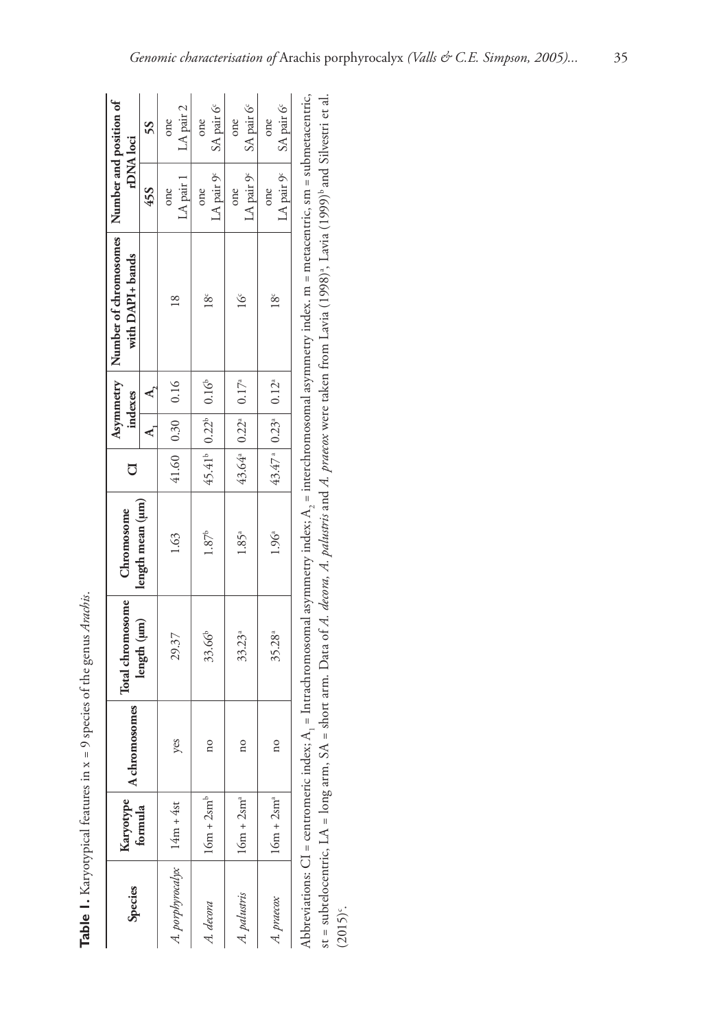**Table 1.** Karyotypical features in x = 9 species of the genus *Arachis*.

| Species | Karyotype formula | A chromosomes | Total chromosome length (µm) | Chromosome length mean (µm) | CI | Asymmetry indexes | | Number of chromosomes with DAPI+ bands | Number and position of rDNA loci | |
|---|---|---|---|---|---|---|---|---|---|---|
| | | | | | | $A_1$ | $A_2$ | | 45S | 5S |
| *A. porphyrocalyx* | 14m + 4st | yes | 29.37 | 1.63 | 41.60 | 0.30 | 0.16 | 18 | one LA pair 1 | one LA pair 2 |
| *A. decora* | 16m + 2sm[b] | no | 33.66[b] | 1.87[b] | 45.41[b] | 0.22[b] | 0.16[b] | 18[c] | one LA pair 9[c] | one SA pair 6[c] |
| *A. palustris* | 16m + 2sm[a] | no | 33.23[a] | 1.85[a] | 43.64[a] | 0.22[a] | 0.17[a] | 16[c] | one LA pair 9[c] | one SA pair 6[c] |
| *A. praecox* | 16m + 2sm[a] | no | 35.28[a] | 1.96[a] | 43.47[a] | 0.23[a] | 0.12[a] | 18[c] | one LA pair 9[c] | one SA pair 6[c] |

Abbreviations: CI = centromeric index; $A_1$ = Intrachromosomal asymmetry index; $A_2$ = interchromosomal asymmetry index. m = metacentric, sm = submetacentric, st = subtelocentric, LA = long arm, SA = short arm. Data of *A. decora*, *A. palustris* and *A. praecox* were taken from Lavia (1998)[a], Lavia (1999)[b] and Silvestri et al. (2015)[c].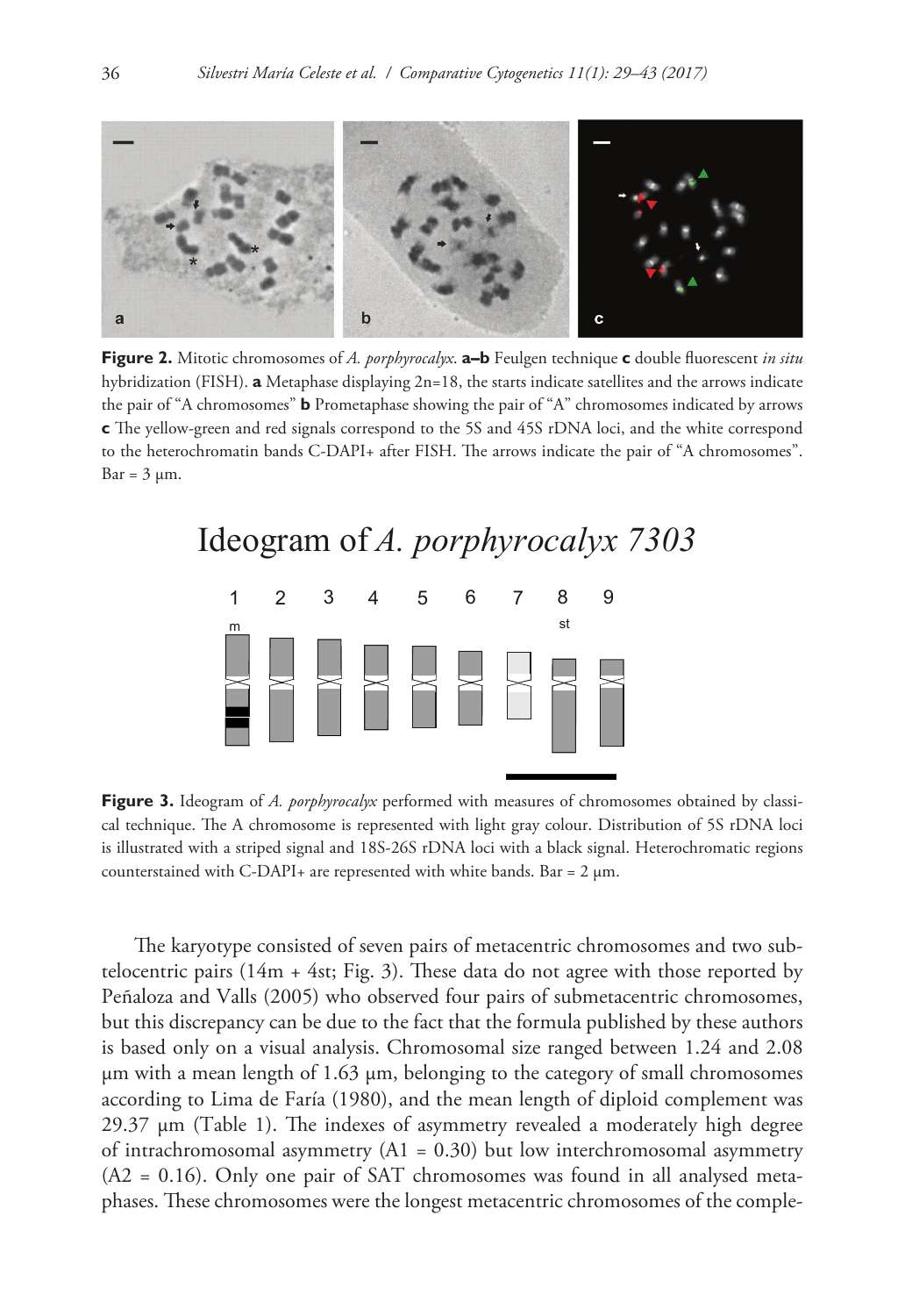**Figure 2.** Mitotic chromosomes of *A. porphyrocalyx*. **a–b** Feulgen technique **c** double fluorescent *in situ* hybridization (FISH). **a** Metaphase displaying 2n=18, the starts indicate satellites and the arrows indicate the pair of "A chromosomes" **b** Prometaphase showing the pair of "A" chromosomes indicated by arrows **c** The yellow-green and red signals correspond to the 5S and 45S rDNA loci, and the white correspond to the heterochromatin bands C-DAPI+ after FISH. The arrows indicate the pair of "A chromosomes". Bar = 3 µm.

**Figure 3.** Ideogram of *A. porphyrocalyx* performed with measures of chromosomes obtained by classical technique. The A chromosome is represented with light gray colour. Distribution of 5S rDNA loci is illustrated with a striped signal and 18S-26S rDNA loci with a black signal. Heterochromatic regions counterstained with C-DAPI+ are represented with white bands. Bar = 2 µm.

The karyotype consisted of seven pairs of metacentric chromosomes and two subtelocentric pairs (14m + 4st; Fig. 3). These data do not agree with those reported by Peñaloza and Valls (2005) who observed four pairs of submetacentric chromosomes, but this discrepancy can be due to the fact that the formula published by these authors is based only on a visual analysis. Chromosomal size ranged between 1.24 and 2.08 µm with a mean length of 1.63 µm, belonging to the category of small chromosomes according to Lima de Faría (1980), and the mean length of diploid complement was 29.37 µm (Table 1). The indexes of asymmetry revealed a moderately high degree of intrachromosomal asymmetry (A1 = 0.30) but low interchromosomal asymmetry (A2 = 0.16). Only one pair of SAT chromosomes was found in all analysed metaphases. These chromosomes were the longest metacentric chromosomes of the comple-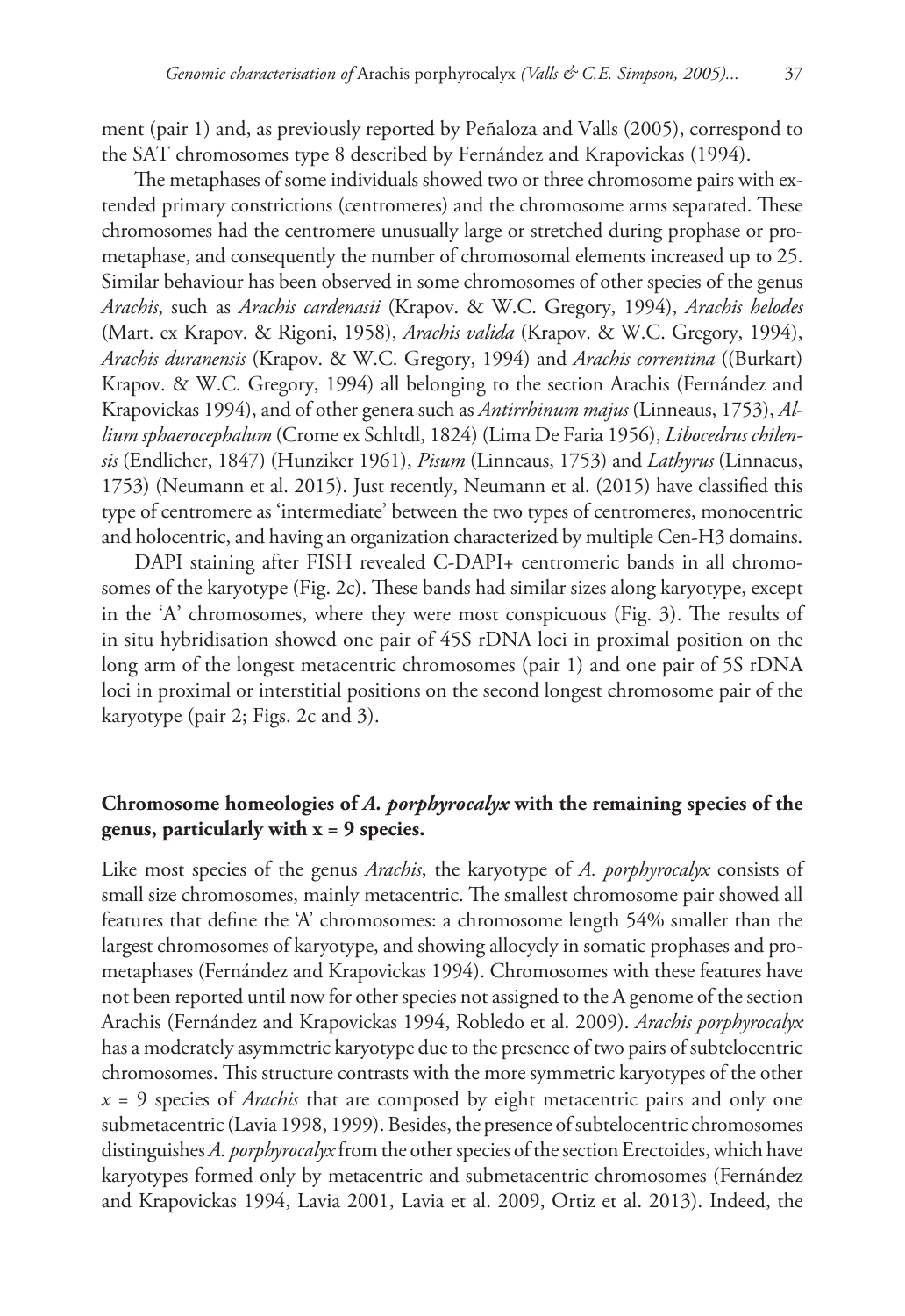ment (pair 1) and, as previously reported by Peñaloza and Valls (2005), correspond to the SAT chromosomes type 8 described by Fernández and Krapovickas (1994).

The metaphases of some individuals showed two or three chromosome pairs with extended primary constrictions (centromeres) and the chromosome arms separated. These chromosomes had the centromere unusually large or stretched during prophase or prometaphase, and consequently the number of chromosomal elements increased up to 25. Similar behaviour has been observed in some chromosomes of other species of the genus *Arachis*, such as *Arachis cardenasii* (Krapov. & W.C. Gregory, 1994), *Arachis helodes* (Mart. ex Krapov. & Rigoni, 1958), *Arachis valida* (Krapov. & W.C. Gregory, 1994), *Arachis duranensis* (Krapov. & W.C. Gregory, 1994) and *Arachis correntina* ((Burkart) Krapov. & W.C. Gregory, 1994) all belonging to the section Arachis (Fernández and Krapovickas 1994), and of other genera such as *Antirrhinum majus* (Linneaus, 1753), *Allium sphaerocephalum* (Crome ex Schltdl, 1824) (Lima De Faria 1956), *Libocedrus chilensis* (Endlicher, 1847) (Hunziker 1961), *Pisum* (Linneaus, 1753) and *Lathyrus* (Linnaeus, 1753) (Neumann et al. 2015). Just recently, Neumann et al. (2015) have classified this type of centromere as 'intermediate' between the two types of centromeres, monocentric and holocentric, and having an organization characterized by multiple Cen-H3 domains.

DAPI staining after FISH revealed C-DAPI+ centromeric bands in all chromosomes of the karyotype (Fig. 2c). These bands had similar sizes along karyotype, except in the 'A' chromosomes, where they were most conspicuous (Fig. 3). The results of in situ hybridisation showed one pair of 45S rDNA loci in proximal position on the long arm of the longest metacentric chromosomes (pair 1) and one pair of 5S rDNA loci in proximal or interstitial positions on the second longest chromosome pair of the karyotype (pair 2; Figs. 2c and 3).

### Chromosome homeologies of *A. porphyrocalyx* with the remaining species of the genus, particularly with x = 9 species.

Like most species of the genus *Arachis*, the karyotype of *A. porphyrocalyx* consists of small size chromosomes, mainly metacentric. The smallest chromosome pair showed all features that define the 'A' chromosomes: a chromosome length 54% smaller than the largest chromosomes of karyotype, and showing allocycly in somatic prophases and prometaphases (Fernández and Krapovickas 1994). Chromosomes with these features have not been reported until now for other species not assigned to the A genome of the section Arachis (Fernández and Krapovickas 1994, Robledo et al. 2009). *Arachis porphyrocalyx* has a moderately asymmetric karyotype due to the presence of two pairs of subtelocentric chromosomes. This structure contrasts with the more symmetric karyotypes of the other $x = 9$ species of *Arachis* that are composed by eight metacentric pairs and only one submetacentric (Lavia 1998, 1999). Besides, the presence of subtelocentric chromosomes distinguishes *A. porphyrocalyx* from the other species of the section Erectoides, which have karyotypes formed only by metacentric and submetacentric chromosomes (Fernández and Krapovickas 1994, Lavia 2001, Lavia et al. 2009, Ortiz et al. 2013). Indeed, the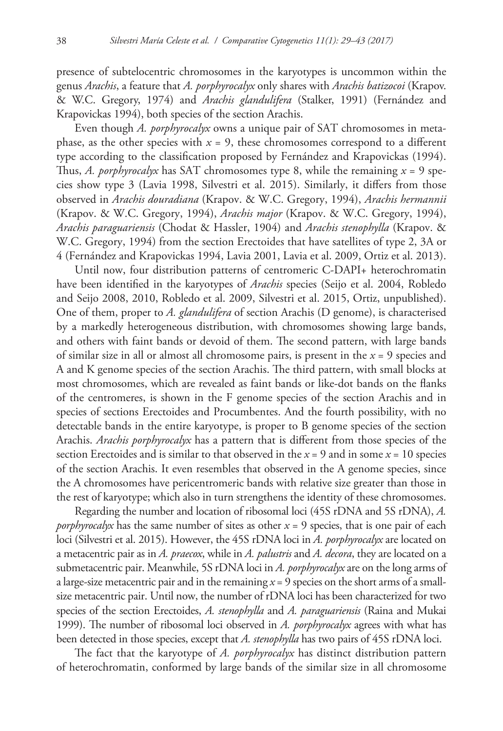presence of subtelocentric chromosomes in the karyotypes is uncommon within the genus *Arachis*, a feature that *A. porphyrocalyx* only shares with *Arachis batizocoi* (Krapov. & W.C. Gregory, 1974) and *Arachis glandulifera* (Stalker, 1991) (Fernández and Krapovickas 1994), both species of the section Arachis.

Even though *A. porphyrocalyx* owns a unique pair of SAT chromosomes in metaphase, as the other species with $x = 9$, these chromosomes correspond to a different type according to the classification proposed by Fernández and Krapovickas (1994). Thus, *A. porphyrocalyx* has SAT chromosomes type 8, while the remaining $x = 9$ species show type 3 (Lavia 1998, Silvestri et al. 2015). Similarly, it differs from those observed in *Arachis douradiana* (Krapov. & W.C. Gregory, 1994), *Arachis hermannii* (Krapov. & W.C. Gregory, 1994), *Arachis major* (Krapov. & W.C. Gregory, 1994), *Arachis paraguariensis* (Chodat & Hassler, 1904) and *Arachis stenophylla* (Krapov. & W.C. Gregory, 1994) from the section Erectoides that have satellites of type 2, 3A or 4 (Fernández and Krapovickas 1994, Lavia 2001, Lavia et al. 2009, Ortiz et al. 2013).

Until now, four distribution patterns of centromeric C-DAPI+ heterochromatin have been identified in the karyotypes of *Arachis* species (Seijo et al. 2004, Robledo and Seijo 2008, 2010, Robledo et al. 2009, Silvestri et al. 2015, Ortiz, unpublished). One of them, proper to *A. glandulifera* of section Arachis (D genome), is characterised by a markedly heterogeneous distribution, with chromosomes showing large bands, and others with faint bands or devoid of them. The second pattern, with large bands of similar size in all or almost all chromosome pairs, is present in the $x = 9$ species and A and K genome species of the section Arachis. The third pattern, with small blocks at most chromosomes, which are revealed as faint bands or like-dot bands on the flanks of the centromeres, is shown in the F genome species of the section Arachis and in species of sections Erectoides and Procumbentes. And the fourth possibility, with no detectable bands in the entire karyotype, is proper to B genome species of the section Arachis. *Arachis porphyrocalyx* has a pattern that is different from those species of the section Erectoides and is similar to that observed in the $x = 9$ and in some $x = 10$ species of the section Arachis. It even resembles that observed in the A genome species, since the A chromosomes have pericentromeric bands with relative size greater than those in the rest of karyotype; which also in turn strengthens the identity of these chromosomes.

Regarding the number and location of ribosomal loci (45S rDNA and 5S rDNA), *A. porphyrocalyx* has the same number of sites as other $x = 9$ species, that is one pair of each loci (Silvestri et al. 2015). However, the 45S rDNA loci in *A. porphyrocalyx* are located on a metacentric pair as in *A. praecox*, while in *A. palustris* and *A. decora*, they are located on a submetacentric pair. Meanwhile, 5S rDNA loci in *A. porphyrocalyx* are on the long arms of a large-size metacentric pair and in the remaining $x = 9$ species on the short arms of a small-size metacentric pair. Until now, the number of rDNA loci has been characterized for two species of the section Erectoides, *A. stenophylla* and *A. paraguariensis* (Raina and Mukai 1999). The number of ribosomal loci observed in *A. porphyrocalyx* agrees with what has been detected in those species, except that *A. stenophylla* has two pairs of 45S rDNA loci.

The fact that the karyotype of *A. porphyrocalyx* has distinct distribution pattern of heterochromatin, conformed by large bands of the similar size in all chromosome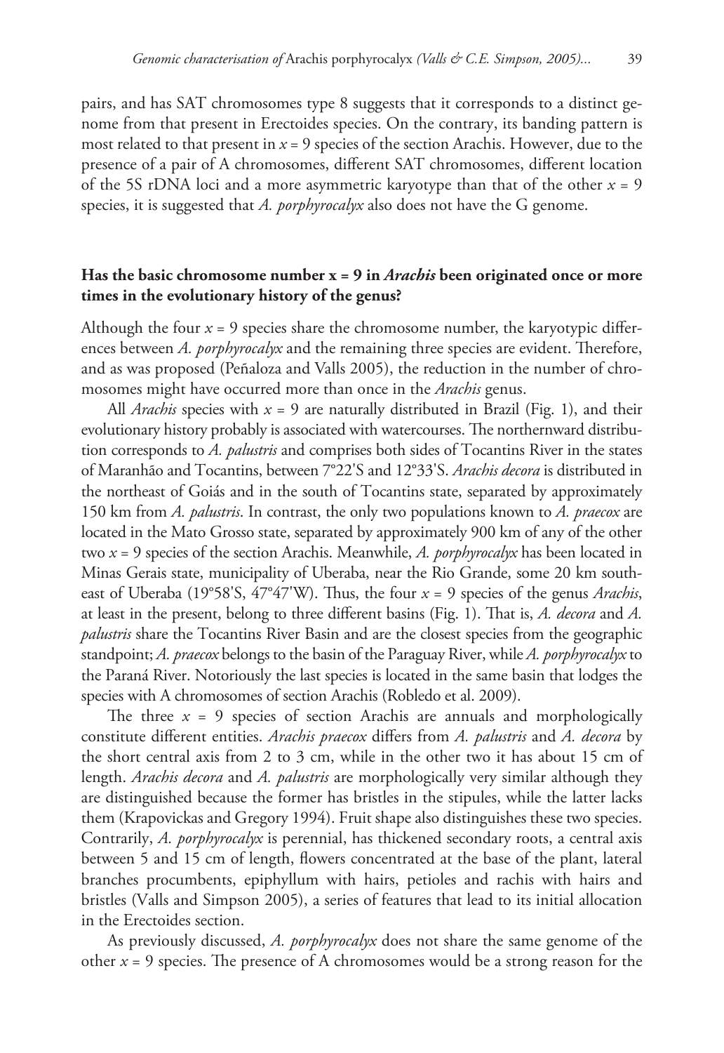pairs, and has SAT chromosomes type 8 suggests that it corresponds to a distinct genome from that present in Erectoides species. On the contrary, its banding pattern is most related to that present in $x = 9$ species of the section Arachis. However, due to the presence of a pair of A chromosomes, different SAT chromosomes, different location of the 5S rDNA loci and a more asymmetric karyotype than that of the other $x = 9$ species, it is suggested that *A. porphyrocalyx* also does not have the G genome.

## Has the basic chromosome number x = 9 in *Arachis* been originated once or more times in the evolutionary history of the genus?

Although the four $x = 9$ species share the chromosome number, the karyotypic differences between *A. porphyrocalyx* and the remaining three species are evident. Therefore, and as was proposed (Peñaloza and Valls 2005), the reduction in the number of chromosomes might have occurred more than once in the *Arachis* genus.

All *Arachis* species with $x = 9$ are naturally distributed in Brazil (Fig. 1), and their evolutionary history probably is associated with watercourses. The northernward distribution corresponds to *A. palustris* and comprises both sides of Tocantins River in the states of Maranhão and Tocantins, between 7°22'S and 12°33'S. *Arachis decora* is distributed in the northeast of Goiás and in the south of Tocantins state, separated by approximately 150 km from *A. palustris*. In contrast, the only two populations known to *A. praecox* are located in the Mato Grosso state, separated by approximately 900 km of any of the other two $x = 9$ species of the section Arachis. Meanwhile, *A. porphyrocalyx* has been located in Minas Gerais state, municipality of Uberaba, near the Rio Grande, some 20 km southeast of Uberaba (19°58'S, 47°47'W). Thus, the four $x = 9$ species of the genus *Arachis*, at least in the present, belong to three different basins (Fig. 1). That is, *A. decora* and *A. palustris* share the Tocantins River Basin and are the closest species from the geographic standpoint; *A. praecox* belongs to the basin of the Paraguay River, while *A. porphyrocalyx* to the Paraná River. Notoriously the last species is located in the same basin that lodges the species with A chromosomes of section Arachis (Robledo et al. 2009).

The three $x = 9$ species of section Arachis are annuals and morphologically constitute different entities. *Arachis praecox* differs from *A. palustris* and *A. decora* by the short central axis from 2 to 3 cm, while in the other two it has about 15 cm of length. *Arachis decora* and *A. palustris* are morphologically very similar although they are distinguished because the former has bristles in the stipules, while the latter lacks them (Krapovickas and Gregory 1994). Fruit shape also distinguishes these two species. Contrarily, *A. porphyrocalyx* is perennial, has thickened secondary roots, a central axis between 5 and 15 cm of length, flowers concentrated at the base of the plant, lateral branches procumbents, epiphyllum with hairs, petioles and rachis with hairs and bristles (Valls and Simpson 2005), a series of features that lead to its initial allocation in the Erectoides section.

As previously discussed, *A. porphyrocalyx* does not share the same genome of the other $x = 9$ species. The presence of A chromosomes would be a strong reason for the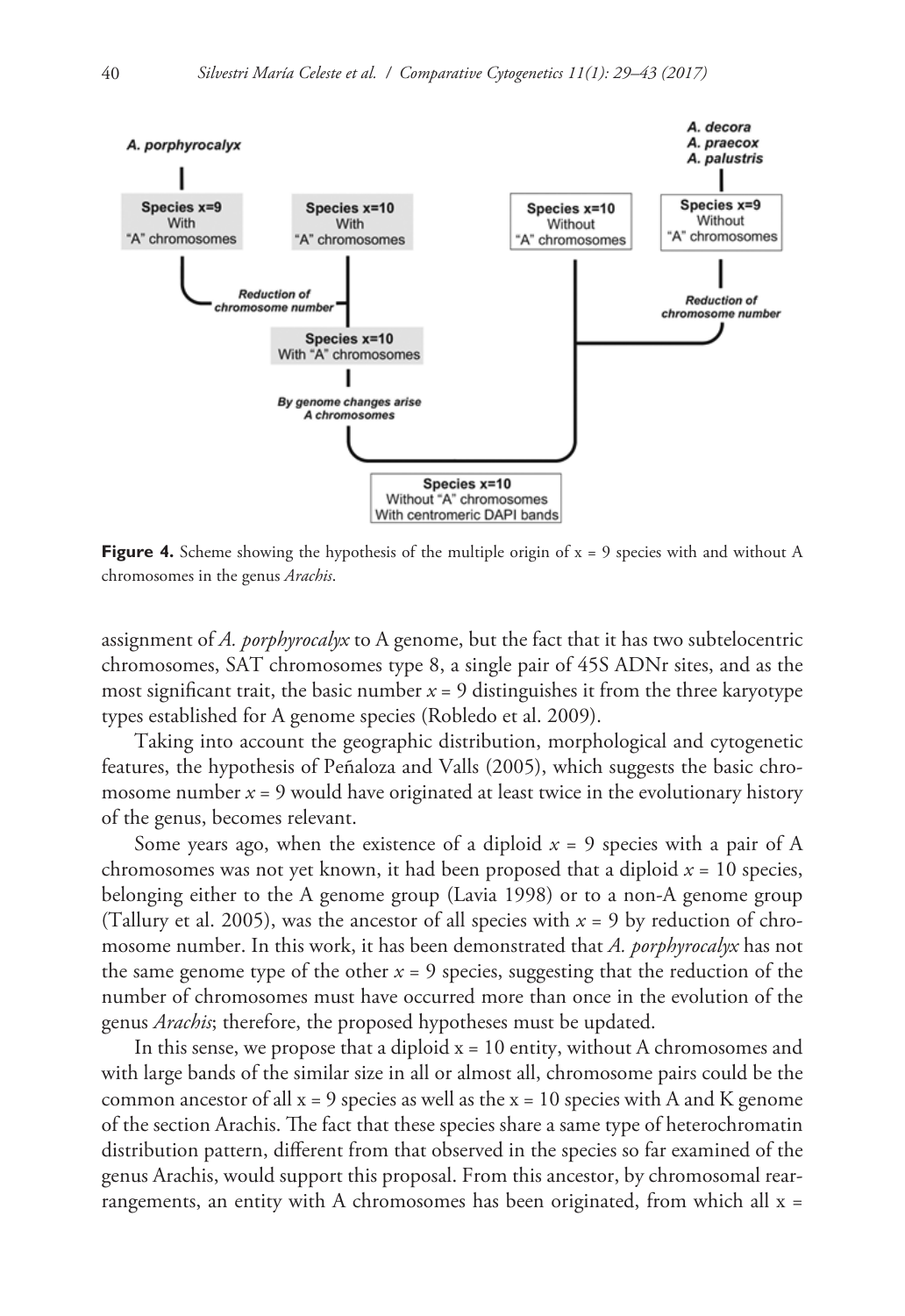**Figure 4.** Scheme showing the hypothesis of the multiple origin of x = 9 species with and without A chromosomes in the genus *Arachis*.

assignment of *A. porphyrocalyx* to A genome, but the fact that it has two subtelocentric chromosomes, SAT chromosomes type 8, a single pair of 45S ADNr sites, and as the most significant trait, the basic number $x = 9$ distinguishes it from the three karyotype types established for A genome species (Robledo et al. 2009).

Taking into account the geographic distribution, morphological and cytogenetic features, the hypothesis of Peñaloza and Valls (2005), which suggests the basic chromosome number $x = 9$ would have originated at least twice in the evolutionary history of the genus, becomes relevant.

Some years ago, when the existence of a diploid $x = 9$ species with a pair of A chromosomes was not yet known, it had been proposed that a diploid $x = 10$ species, belonging either to the A genome group (Lavia 1998) or to a non-A genome group (Tallury et al. 2005), was the ancestor of all species with $x = 9$ by reduction of chromosome number. In this work, it has been demonstrated that *A. porphyrocalyx* has not the same genome type of the other $x = 9$ species, suggesting that the reduction of the number of chromosomes must have occurred more than once in the evolution of the genus *Arachis*; therefore, the proposed hypotheses must be updated.

In this sense, we propose that a diploid x = 10 entity, without A chromosomes and with large bands of the similar size in all or almost all, chromosome pairs could be the common ancestor of all x = 9 species as well as the x = 10 species with A and K genome of the section Arachis. The fact that these species share a same type of heterochromatin distribution pattern, different from that observed in the species so far examined of the genus Arachis, would support this proposal. From this ancestor, by chromosomal rearrangements, an entity with A chromosomes has been originated, from which all x =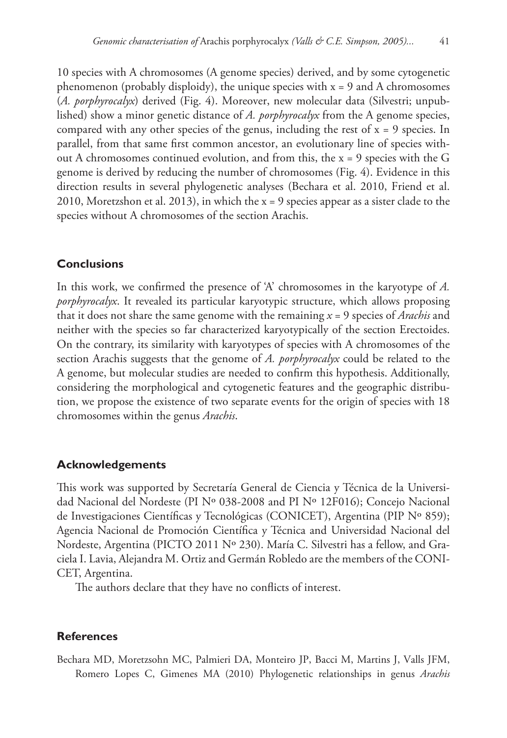10 species with A chromosomes (A genome species) derived, and by some cytogenetic phenomenon (probably disploidy), the unique species with $x = 9$ and A chromosomes (*A. porphyrocalyx*) derived (Fig. 4). Moreover, new molecular data (Silvestri; unpublished) show a minor genetic distance of *A. porphyrocalyx* from the A genome species, compared with any other species of the genus, including the rest of $x = 9$ species. In parallel, from that same first common ancestor, an evolutionary line of species without A chromosomes continued evolution, and from this, the $x = 9$ species with the G genome is derived by reducing the number of chromosomes (Fig. 4). Evidence in this direction results in several phylogenetic analyses (Bechara et al. 2010, Friend et al. 2010, Moretzshon et al. 2013), in which the $x = 9$ species appear as a sister clade to the species without A chromosomes of the section Arachis.

## Conclusions

In this work, we confirmed the presence of 'A' chromosomes in the karyotype of *A. porphyrocalyx*. It revealed its particular karyotypic structure, which allows proposing that it does not share the same genome with the remaining $x = 9$ species of *Arachis* and neither with the species so far characterized karyotypically of the section Erectoides. On the contrary, its similarity with karyotypes of species with A chromosomes of the section Arachis suggests that the genome of *A. porphyrocalyx* could be related to the A genome, but molecular studies are needed to confirm this hypothesis. Additionally, considering the morphological and cytogenetic features and the geographic distribution, we propose the existence of two separate events for the origin of species with 18 chromosomes within the genus *Arachis*.

## Acknowledgements

This work was supported by Secretaría General de Ciencia y Técnica de la Universidad Nacional del Nordeste (PI Nº 038-2008 and PI Nº 12F016); Concejo Nacional de Investigaciones Científicas y Tecnológicas (CONICET), Argentina (PIP Nº 859); Agencia Nacional de Promoción Científica y Técnica and Universidad Nacional del Nordeste, Argentina (PICTO 2011 Nº 230). María C. Silvestri has a fellow, and Graciela I. Lavia, Alejandra M. Ortiz and Germán Robledo are the members of the CONICET, Argentina.

The authors declare that they have no conflicts of interest.

## References

Bechara MD, Moretzsohn MC, Palmieri DA, Monteiro JP, Bacci M, Martins J, Valls JFM, Romero Lopes C, Gimenes MA (2010) Phylogenetic relationships in genus *Arachis*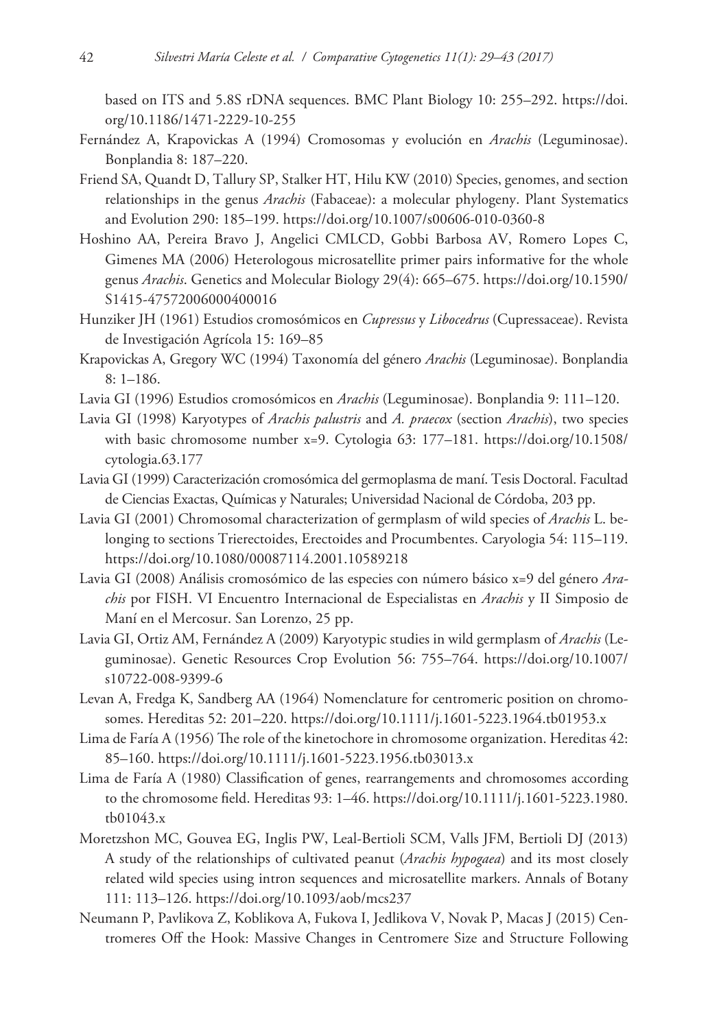based on ITS and 5.8S rDNA sequences. BMC Plant Biology 10: 255–292. https://doi.org/10.1186/1471-2229-10-255

Fernández A, Krapovickas A (1994) Cromosomas y evolución en *Arachis* (Leguminosae). Bonplandia 8: 187–220.

Friend SA, Quandt D, Tallury SP, Stalker HT, Hilu KW (2010) Species, genomes, and section relationships in the genus *Arachis* (Fabaceae): a molecular phylogeny. Plant Systematics and Evolution 290: 185–199. https://doi.org/10.1007/s00606-010-0360-8

Hoshino AA, Pereira Bravo J, Angelici CMLCD, Gobbi Barbosa AV, Romero Lopes C, Gimenes MA (2006) Heterologous microsatellite primer pairs informative for the whole genus *Arachis*. Genetics and Molecular Biology 29(4): 665–675. https://doi.org/10.1590/S1415-47572006000400016

Hunziker JH (1961) Estudios cromosómicos en *Cupressus* y *Libocedrus* (Cupressaceae). Revista de Investigación Agrícola 15: 169–85

Krapovickas A, Gregory WC (1994) Taxonomía del género *Arachis* (Leguminosae). Bonplandia 8: 1–186.

Lavia GI (1996) Estudios cromosómicos en *Arachis* (Leguminosae). Bonplandia 9: 111–120.

Lavia GI (1998) Karyotypes of *Arachis palustris* and *A. praecox* (section *Arachis*), two species with basic chromosome number x=9. Cytologia 63: 177–181. https://doi.org/10.1508/cytologia.63.177

Lavia GI (1999) Caracterización cromosómica del germoplasma de maní. Tesis Doctoral. Facultad de Ciencias Exactas, Químicas y Naturales; Universidad Nacional de Córdoba, 203 pp.

Lavia GI (2001) Chromosomal characterization of germplasm of wild species of *Arachis* L. belonging to sections Trierectoides, Erectoides and Procumbentes. Caryologia 54: 115–119. https://doi.org/10.1080/00087114.2001.10589218

Lavia GI (2008) Análisis cromosómico de las especies con número básico x=9 del género *Arachis* por FISH. VI Encuentro Internacional de Especialistas en *Arachis* y II Simposio de Maní en el Mercosur. San Lorenzo, 25 pp.

Lavia GI, Ortiz AM, Fernández A (2009) Karyotypic studies in wild germplasm of *Arachis* (Leguminosae). Genetic Resources Crop Evolution 56: 755–764. https://doi.org/10.1007/s10722-008-9399-6

Levan A, Fredga K, Sandberg AA (1964) Nomenclature for centromeric position on chromosomes. Hereditas 52: 201–220. https://doi.org/10.1111/j.1601-5223.1964.tb01953.x

Lima de Faría A (1956) The role of the kinetochore in chromosome organization. Hereditas 42: 85–160. https://doi.org/10.1111/j.1601-5223.1956.tb03013.x

Lima de Faría A (1980) Classification of genes, rearrangements and chromosomes according to the chromosome field. Hereditas 93: 1–46. https://doi.org/10.1111/j.1601-5223.1980.tb01043.x

Moretzshon MC, Gouvea EG, Inglis PW, Leal-Bertioli SCM, Valls JFM, Bertioli DJ (2013) A study of the relationships of cultivated peanut (*Arachis hypogaea*) and its most closely related wild species using intron sequences and microsatellite markers. Annals of Botany 111: 113–126. https://doi.org/10.1093/aob/mcs237

Neumann P, Pavlikova Z, Koblikova A, Fukova I, Jedlikova V, Novak P, Macas J (2015) Centromeres Off the Hook: Massive Changes in Centromere Size and Structure Following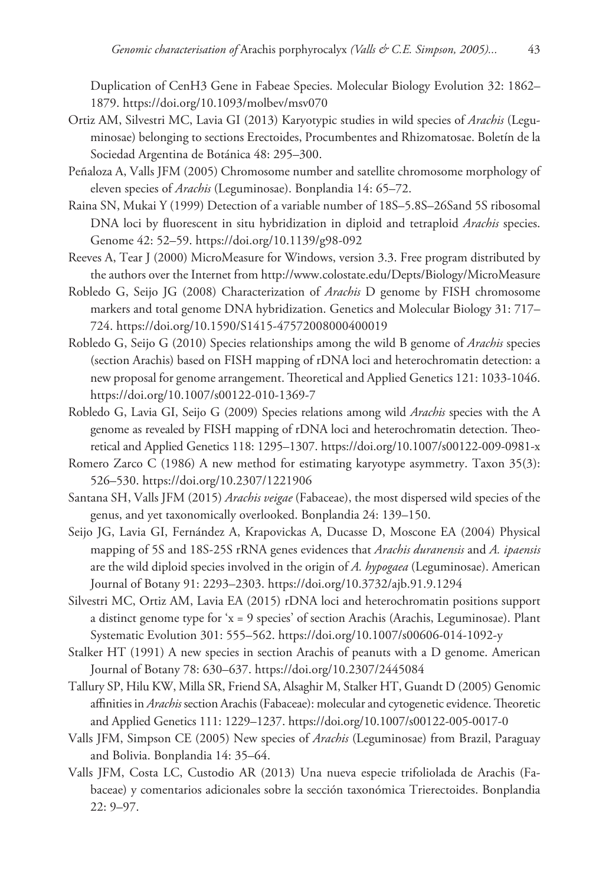Duplication of CenH3 Gene in Fabeae Species. Molecular Biology Evolution 32: 1862–1879. https://doi.org/10.1093/molbev/msv070

Ortiz AM, Silvestri MC, Lavia GI (2013) Karyotypic studies in wild species of *Arachis* (Leguminosae) belonging to sections Erectoides, Procumbentes and Rhizomatosae. Boletín de la Sociedad Argentina de Botánica 48: 295–300.

Peñaloza A, Valls JFM (2005) Chromosome number and satellite chromosome morphology of eleven species of *Arachis* (Leguminosae). Bonplandia 14: 65–72.

Raina SN, Mukai Y (1999) Detection of a variable number of 18S–5.8S–26Sand 5S ribosomal DNA loci by fluorescent in situ hybridization in diploid and tetraploid *Arachis* species. Genome 42: 52–59. https://doi.org/10.1139/g98-092

Reeves A, Tear J (2000) MicroMeasure for Windows, version 3.3. Free program distributed by the authors over the Internet from http://www.colostate.edu/Depts/Biology/MicroMeasure

Robledo G, Seijo JG (2008) Characterization of *Arachis* D genome by FISH chromosome markers and total genome DNA hybridization. Genetics and Molecular Biology 31: 717–724. https://doi.org/10.1590/S1415-47572008000400019

Robledo G, Seijo G (2010) Species relationships among the wild B genome of *Arachis* species (section Arachis) based on FISH mapping of rDNA loci and heterochromatin detection: a new proposal for genome arrangement. Theoretical and Applied Genetics 121: 1033-1046. https://doi.org/10.1007/s00122-010-1369-7

Robledo G, Lavia GI, Seijo G (2009) Species relations among wild *Arachis* species with the A genome as revealed by FISH mapping of rDNA loci and heterochromatin detection. Theoretical and Applied Genetics 118: 1295–1307. https://doi.org/10.1007/s00122-009-0981-x

Romero Zarco C (1986) A new method for estimating karyotype asymmetry. Taxon 35(3): 526–530. https://doi.org/10.2307/1221906

Santana SH, Valls JFM (2015) *Arachis veigae* (Fabaceae), the most dispersed wild species of the genus, and yet taxonomically overlooked. Bonplandia 24: 139–150.

Seijo JG, Lavia GI, Fernández A, Krapovickas A, Ducasse D, Moscone EA (2004) Physical mapping of 5S and 18S-25S rRNA genes evidences that *Arachis duranensis* and *A. ipaensis* are the wild diploid species involved in the origin of *A. hypogaea* (Leguminosae). American Journal of Botany 91: 2293–2303. https://doi.org/10.3732/ajb.91.9.1294

Silvestri MC, Ortiz AM, Lavia EA (2015) rDNA loci and heterochromatin positions support a distinct genome type for 'x = 9 species' of section Arachis (Arachis, Leguminosae). Plant Systematic Evolution 301: 555–562. https://doi.org/10.1007/s00606-014-1092-y

Stalker HT (1991) A new species in section Arachis of peanuts with a D genome. American Journal of Botany 78: 630–637. https://doi.org/10.2307/2445084

Tallury SP, Hilu KW, Milla SR, Friend SA, Alsaghir M, Stalker HT, Guandt D (2005) Genomic affinities in *Arachis* section Arachis (Fabaceae): molecular and cytogenetic evidence. Theoretic and Applied Genetics 111: 1229–1237. https://doi.org/10.1007/s00122-005-0017-0

Valls JFM, Simpson CE (2005) New species of *Arachis* (Leguminosae) from Brazil, Paraguay and Bolivia. Bonplandia 14: 35–64.

Valls JFM, Costa LC, Custodio AR (2013) Una nueva especie trifoliolada de Arachis (Fabaceae) y comentarios adicionales sobre la sección taxonómica Trierectoides. Bonplandia 22: 9–97.